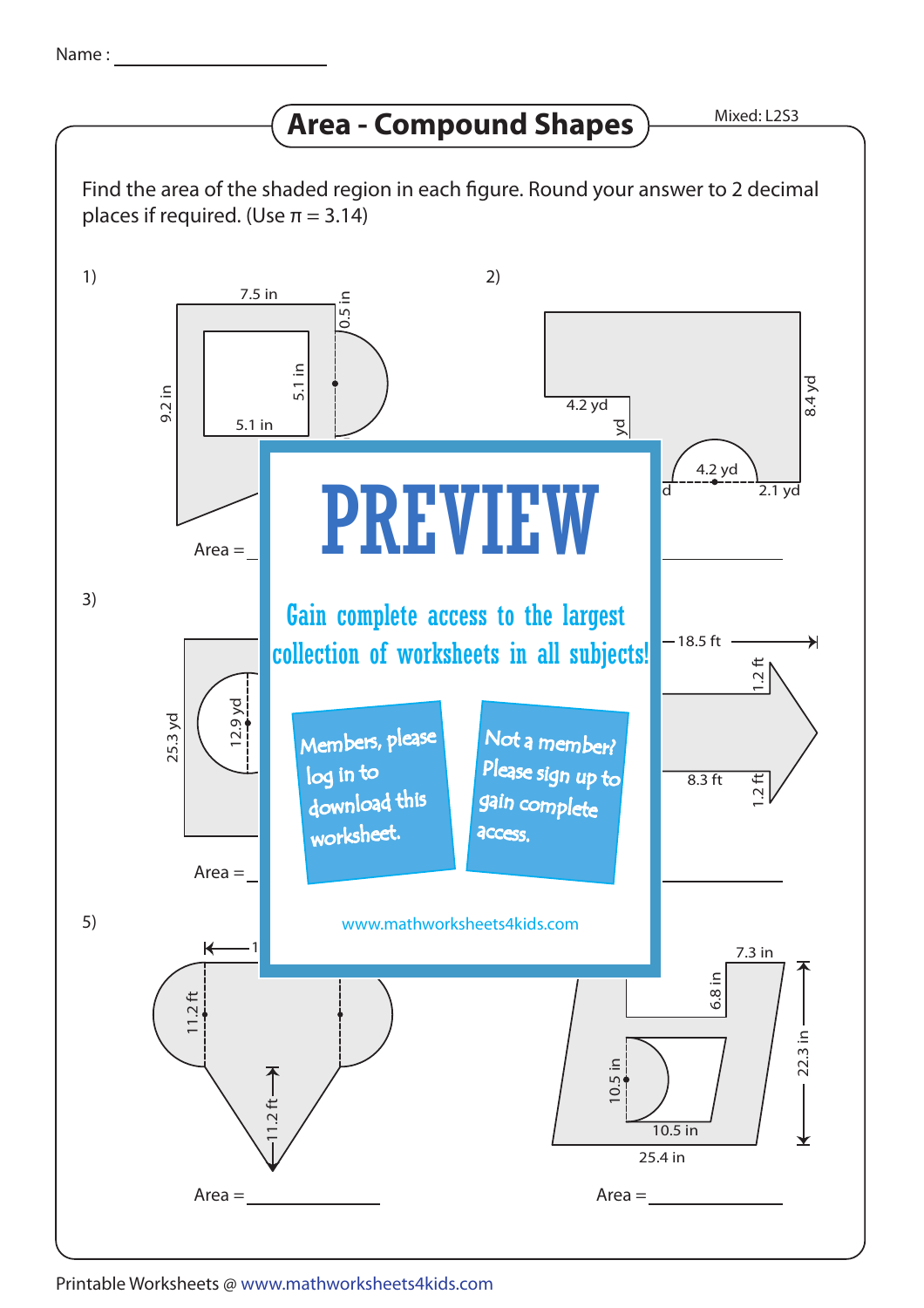Name : ____________________

# Area - Compound Shapes

Mixed: L2S3

Find the area of the shaded region in each figure. Round your answer to 2 decimal places if required. (Use π = 3.14)

1)

7.5 in

0.5 in

9.2 in

5.1 in

5.1 in

Area = ____________

2)

4.2 yd

yd

8.4 yd

4.2 yd

d

2.1 yd

3)

25.3 yd

12.9 yd

Area = ____________

18.5 ft

1.2 ft

8.3 ft

1.2 ft

PREVIEW

Gain complete access to the largest collection of worksheets in all subjects!

Members, please log in to download this worksheet.

Not a member? Please sign up to gain complete access.

www.mathworksheets4kids.com

5)

1

11.2 ft

11.2 ft

Area = ____________

7.3 in

6.8 in

22.3 in

10.5 in

10.5 in

25.4 in

Area = ____________

Printable Worksheets @ www.mathworksheets4kids.com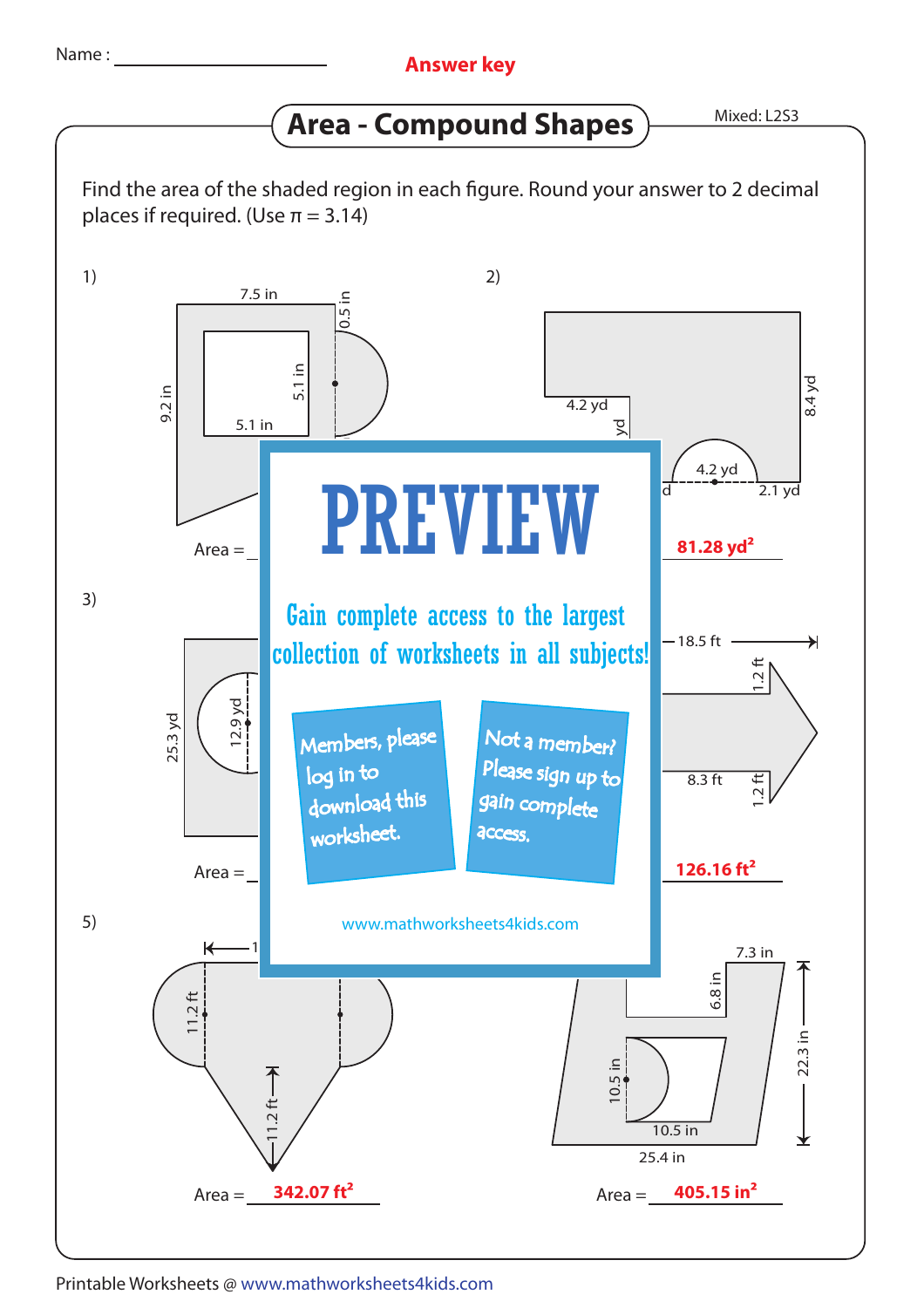Name : ____________________

**Answer key**

# Area - Compound Shapes

Mixed: L2S3

Find the area of the shaded region in each figure. Round your answer to 2 decimal places if required. (Use π = 3.14)

1)

7.5 in
0.5 in
9.2 in
5.1 in
5.1 in

Area = ____

2)

4.2 yd
yd
8.4 yd
4.2 yd
d
2.1 yd

**81.28 $yd^2$**

3)

25.3 yd
12.9 yd

Area = ____

18.5 ft
1.2 ft
8.3 ft
1.2 ft

**126.16 $ft^2$**

5)

1
11.2 ft
11.2 ft

Area = **342.07 $ft^2$**

7.3 in
6.8 in
22.3 in
10.5 in
10.5 in
25.4 in

Area = **405.15 $in^2$**

# PREVIEW

Gain complete access to the largest collection of worksheets in all subjects!

Members, please log in to download this worksheet.

Not a member? Please sign up to gain complete access.

www.mathworksheets4kids.com

Printable Worksheets @ www.mathworksheets4kids.com